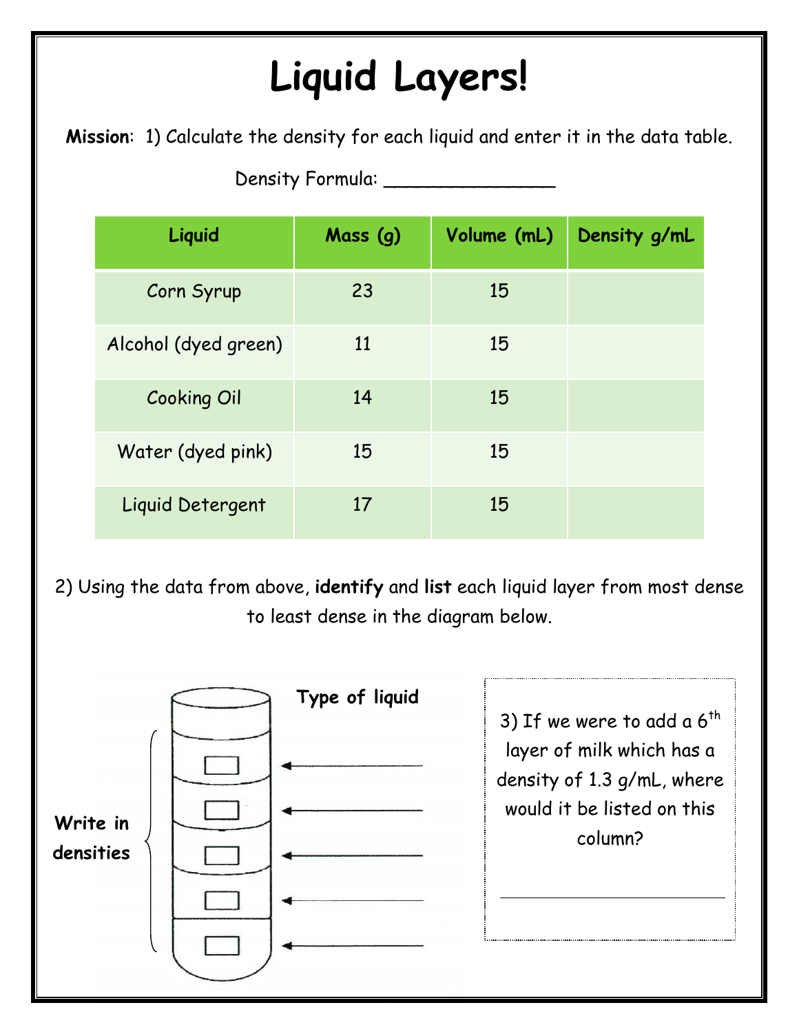# Liquid Layers!

**Mission**: 1) Calculate the density for each liquid and enter it in the data table.

Density Formula: _______________

| Liquid | Mass (g) | Volume (mL) | Density g/mL |
|---|---|---|---|
| Corn Syrup | 23 | 15 | |
| Alcohol (dyed green) | 11 | 15 | |
| Cooking Oil | 14 | 15 | |
| Water (dyed pink) | 15 | 15 | |
| Liquid Detergent | 17 | 15 | |

2) Using the data from above, **identify** and **list** each liquid layer from most dense to least dense in the diagram below.

**Type of liquid**

**Write in densities**

3) If we were to add a 6th layer of milk which has a density of 1.3 g/mL, where would it be listed on this column?

______________________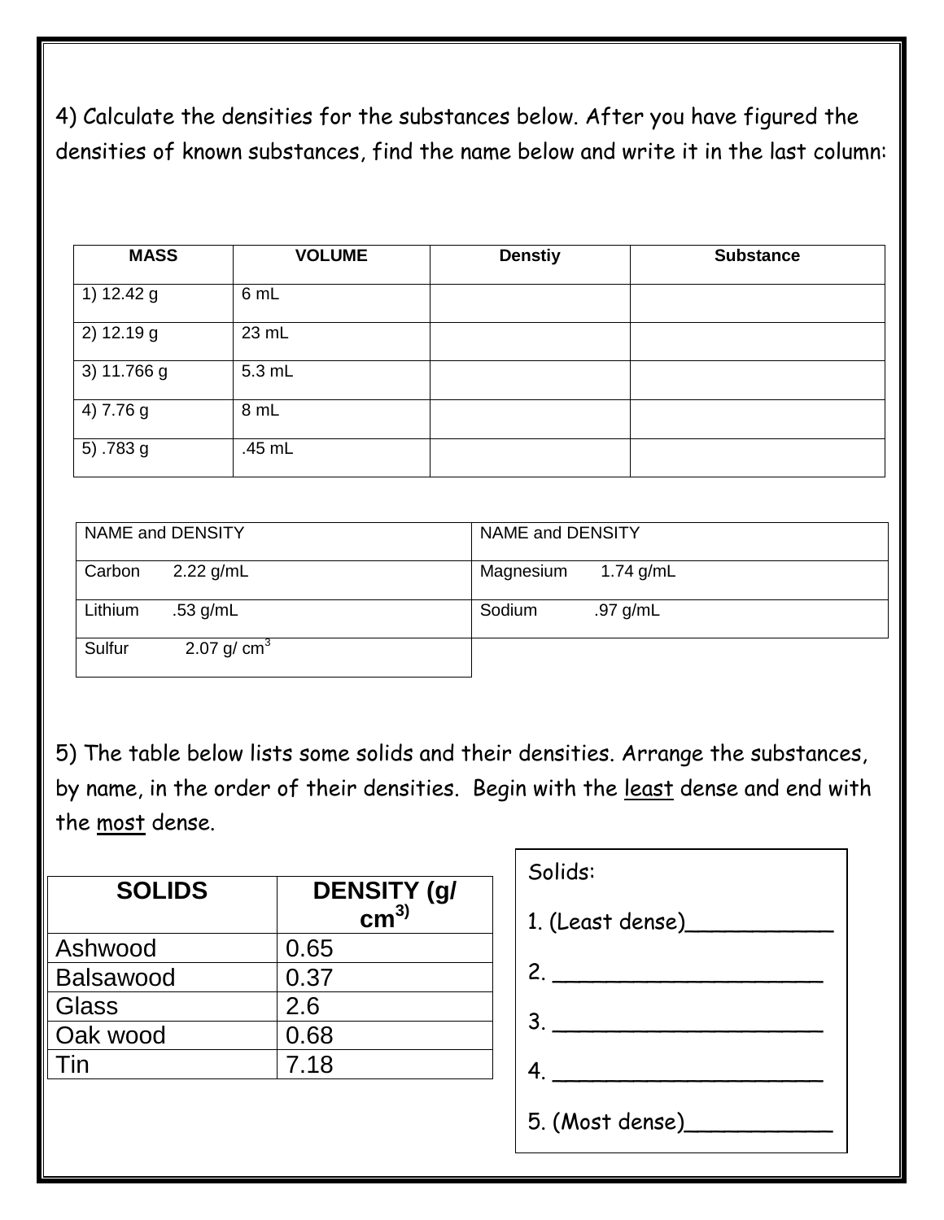4) Calculate the densities for the substances below. After you have figured the densities of known substances, find the name below and write it in the last column:

| MASS | VOLUME | Denstiy | Substance |
|---|---|---|---|
| 1) 12.42 g | 6 mL | | |
| 2) 12.19 g | 23 mL | | |
| 3) 11.766 g | 5.3 mL | | |
| 4) 7.76 g | 8 mL | | |
| 5) .783 g | .45 mL | | |

| NAME and DENSITY | NAME and DENSITY |
|---|---|
| Carbon 2.22 g/mL | Magnesium 1.74 g/mL |
| Lithium .53 g/mL | Sodium .97 g/mL |
| Sulfur 2.07 g/ $cm^3$ | |

5) The table below lists some solids and their densities. Arrange the substances, by name, in the order of their densities. Begin with the <u>least</u> dense and end with the <u>most</u> dense.

| SOLIDS | DENSITY (g/ $cm^{3)}$ |
|---|---|
| Ashwood | 0.65 |
| Balsawood | 0.37 |
| Glass | 2.6 |
| Oak wood | 0.68 |
| Tin | 7.18 |

Solids:

1. (Least dense)___________
2. ____________________
3. ____________________
4. ____________________
5. (Most dense)___________